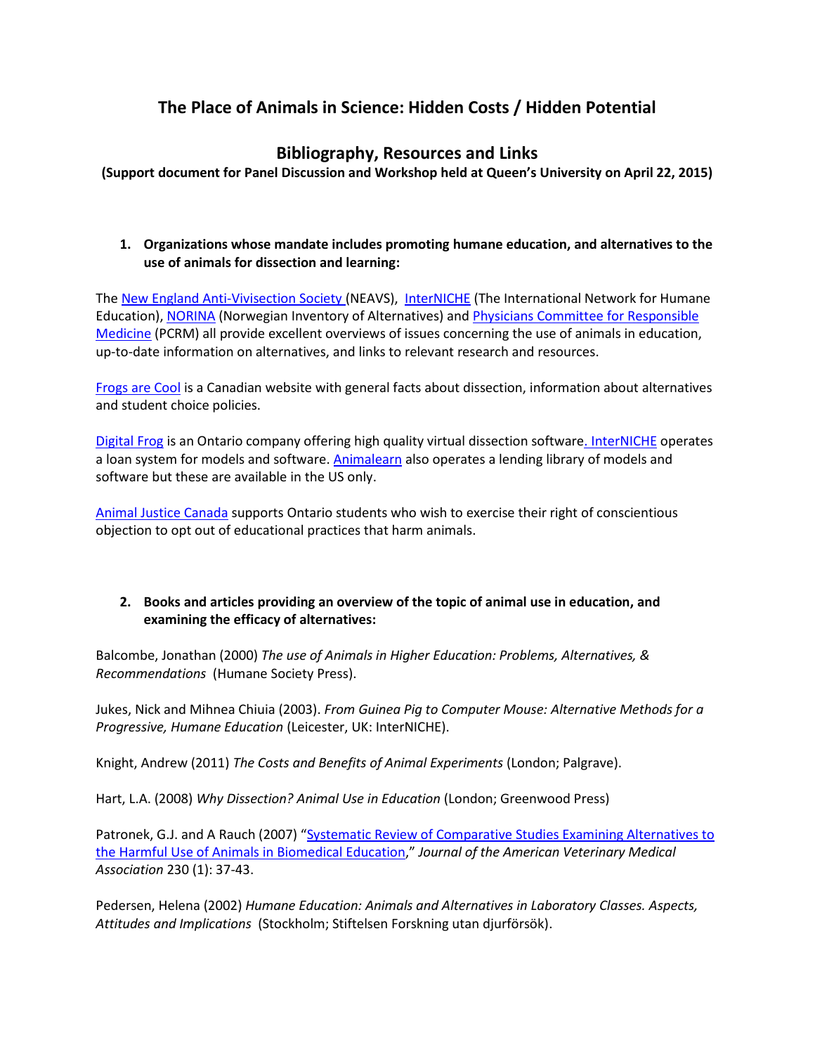# The Place of Animals in Science: Hidden Costs / Hidden Potential

## Bibliography, Resources and Links

**(Support document for Panel Discussion and Workshop held at Queen's University on April 22, 2015)**

1. **Organizations whose mandate includes promoting humane education, and alternatives to the use of animals for dissection and learning:**

The New England Anti-Vivisection Society (NEAVS), InterNICHE (The International Network for Humane Education), NORINA (Norwegian Inventory of Alternatives) and Physicians Committee for Responsible Medicine (PCRM) all provide excellent overviews of issues concerning the use of animals in education, up-to-date information on alternatives, and links to relevant research and resources.

Frogs are Cool is a Canadian website with general facts about dissection, information about alternatives and student choice policies.

Digital Frog is an Ontario company offering high quality virtual dissection software. InterNICHE operates a loan system for models and software. Animalearn also operates a lending library of models and software but these are available in the US only.

Animal Justice Canada supports Ontario students who wish to exercise their right of conscientious objection to opt out of educational practices that harm animals.

2. **Books and articles providing an overview of the topic of animal use in education, and examining the efficacy of alternatives:**

Balcombe, Jonathan (2000) *The use of Animals in Higher Education: Problems, Alternatives, & Recommendations* (Humane Society Press).

Jukes, Nick and Mihnea Chiuia (2003). *From Guinea Pig to Computer Mouse: Alternative Methods for a Progressive, Humane Education* (Leicester, UK: InterNICHE).

Knight, Andrew (2011) *The Costs and Benefits of Animal Experiments* (London; Palgrave).

Hart, L.A. (2008) *Why Dissection? Animal Use in Education* (London; Greenwood Press)

Patronek, G.J. and A Rauch (2007) "Systematic Review of Comparative Studies Examining Alternatives to the Harmful Use of Animals in Biomedical Education," *Journal of the American Veterinary Medical Association* 230 (1): 37-43.

Pedersen, Helena (2002) *Humane Education: Animals and Alternatives in Laboratory Classes. Aspects, Attitudes and Implications* (Stockholm; Stiftelsen Forskning utan djurförsök).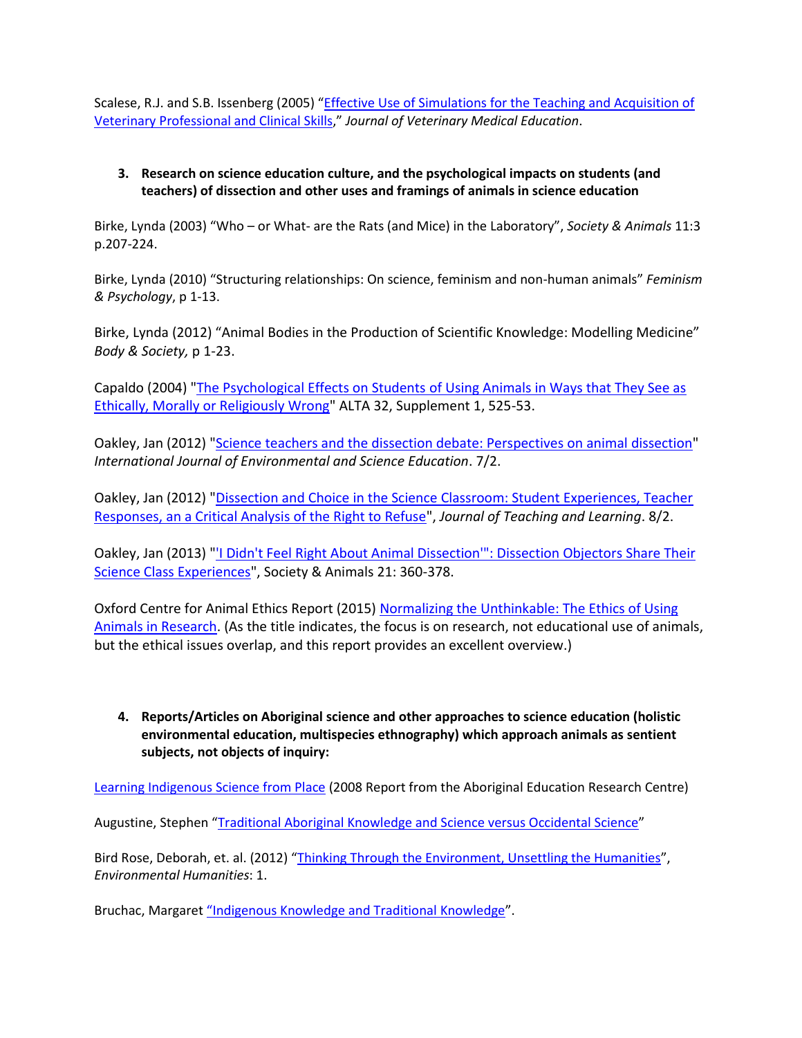Scalese, R.J. and S.B. Issenberg (2005) "Effective Use of Simulations for the Teaching and Acquisition of Veterinary Professional and Clinical Skills," *Journal of Veterinary Medical Education*.

3. **Research on science education culture, and the psychological impacts on students (and teachers) of dissection and other uses and framings of animals in science education**

Birke, Lynda (2003) "Who – or What- are the Rats (and Mice) in the Laboratory", *Society & Animals* 11:3 p.207-224.

Birke, Lynda (2010) "Structuring relationships: On science, feminism and non-human animals" *Feminism & Psychology*, p 1-13.

Birke, Lynda (2012) "Animal Bodies in the Production of Scientific Knowledge: Modelling Medicine" *Body & Society,* p 1-23.

Capaldo (2004) "The Psychological Effects on Students of Using Animals in Ways that They See as Ethically, Morally or Religiously Wrong" ALTA 32, Supplement 1, 525-53.

Oakley, Jan (2012) "Science teachers and the dissection debate: Perspectives on animal dissection" *International Journal of Environmental and Science Education*. 7/2.

Oakley, Jan (2012) "Dissection and Choice in the Science Classroom: Student Experiences, Teacher Responses, an a Critical Analysis of the Right to Refuse", *Journal of Teaching and Learning*. 8/2.

Oakley, Jan (2013) "'I Didn't Feel Right About Animal Dissection'": Dissection Objectors Share Their Science Class Experiences", Society & Animals 21: 360-378.

Oxford Centre for Animal Ethics Report (2015) Normalizing the Unthinkable: The Ethics of Using Animals in Research. (As the title indicates, the focus is on research, not educational use of animals, but the ethical issues overlap, and this report provides an excellent overview.)

4. **Reports/Articles on Aboriginal science and other approaches to science education (holistic environmental education, multispecies ethnography) which approach animals as sentient subjects, not objects of inquiry:**

Learning Indigenous Science from Place (2008 Report from the Aboriginal Education Research Centre)

Augustine, Stephen "Traditional Aboriginal Knowledge and Science versus Occidental Science"

Bird Rose, Deborah, et. al. (2012) "Thinking Through the Environment, Unsettling the Humanities", *Environmental Humanities*: 1.

Bruchac, Margaret "Indigenous Knowledge and Traditional Knowledge".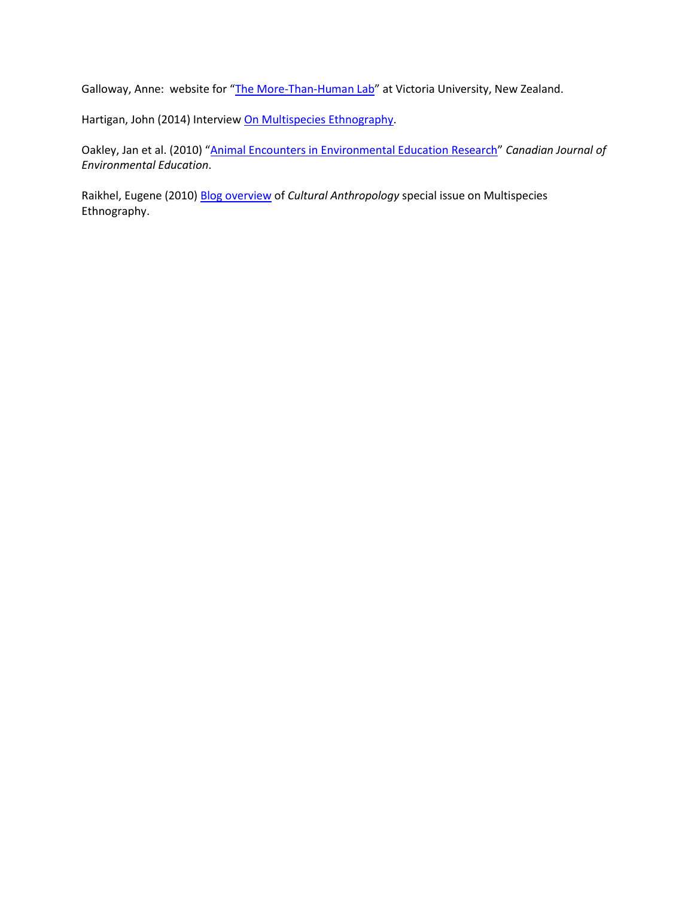Galloway, Anne: website for "The More-Than-Human Lab" at Victoria University, New Zealand.

Hartigan, John (2014) Interview On Multispecies Ethnography.

Oakley, Jan et al. (2010) "Animal Encounters in Environmental Education Research" *Canadian Journal of Environmental Education*.

Raikhel, Eugene (2010) Blog overview of *Cultural Anthropology* special issue on Multispecies Ethnography.